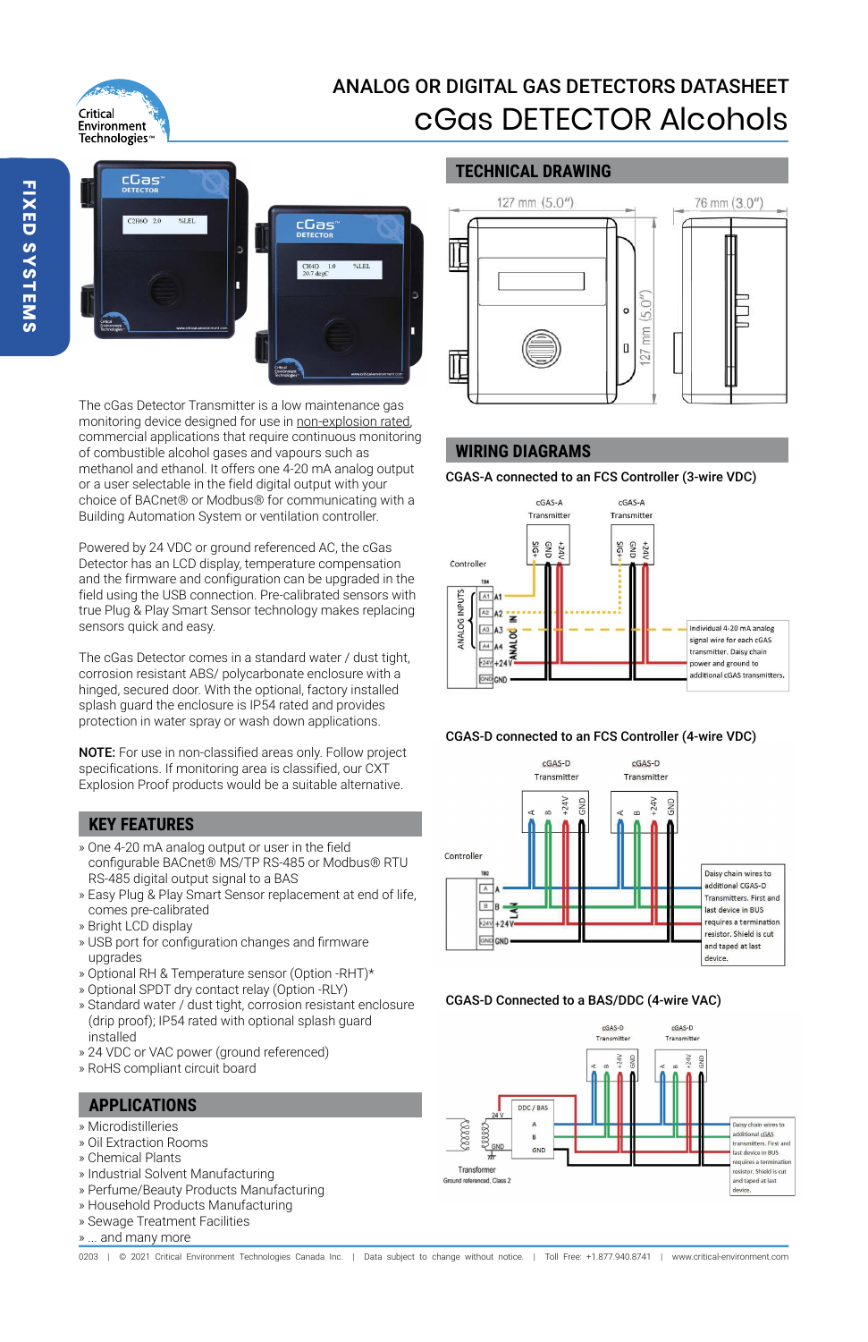# ANALOG OR DIGITAL GAS DETECTORS DATASHEET

# cGas DETECTOR Alcohols

FIXED SYSTEMS

The cGas Detector Transmitter is a low maintenance gas monitoring device designed for use in non-explosion rated, commercial applications that require continuous monitoring of combustible alcohol gases and vapours such as methanol and ethanol. It offers one 4-20 mA analog output or a user selectable in the field digital output with your choice of BACnet® or Modbus® for communicating with a Building Automation System or ventilation controller.

Powered by 24 VDC or ground referenced AC, the cGas Detector has an LCD display, temperature compensation and the firmware and configuration can be upgraded in the field using the USB connection. Pre-calibrated sensors with true Plug & Play Smart Sensor technology makes replacing sensors quick and easy.

The cGas Detector comes in a standard water / dust tight, corrosion resistant ABS/ polycarbonate enclosure with a hinged, secured door. With the optional, factory installed splash guard the enclosure is IP54 rated and provides protection in water spray or wash down applications.

**NOTE:** For use in non-classified areas only. Follow project specifications. If monitoring area is classified, our CXT Explosion Proof products would be a suitable alternative.

## KEY FEATURES

- » One 4-20 mA analog output or user in the field configurable BACnet® MS/TP RS-485 or Modbus® RTU RS-485 digital output single to a BAS
- » Easy Plug & Play Smart Sensor replacement at end of life, comes pre-calibrated
- » Bright LCD display
- » USB port for configuration changes and firmware upgrades
- » Optional RH & Temperature sensor (Option -RHT)*
- » Optional SPDT dry contact relay (Option -RLY)
- » Standard water / dust tight, corrosion resistant enclosure (drip proof); IP54 rated with optional splash guard installed
- » 24 VDC or VAC power (ground referenced)
- » RoHS compliant circuit board

## APPLICATIONS

- » Microdistilleries
- » Oil Extraction Rooms
- » Chemical Plants
- » Industrial Solvent Manufacturing
- » Perfume/Beauty Products Manufacturing
- » Household Products Manufacturing
- » Sewage Treatment Facilities
- » ... and many more

## TECHNICAL DRAWING

127 mm (5.0") | 76 mm (3.0") | 127 mm (5.0")

## WIRING DIAGRAMS

**CGAS-A connected to an FCS Controller (3-wire VDC)**

Individual 4-20 mA analog signal wire for each cGAS transmitter. Daisy chain power and ground to additional cGAS transmitters.

**CGAS-D connected to an FCS Controller (4-wire VDC)**

Daisy chain wires to additional CGAS-D Transmitters. First and last device in BUS requires a termination resistor. Shield is cut and taped at last device.

**CGAS-D Connected to a BAS/DDC (4-wire VAC)**

Daisy chain wires to additional cGAS transmitters. First and last device in BUS requires a termination resistor. Shield is cut and taped at last device.

Transformer
Ground referenced, Class 2

0203 | © 2021 Critical Environment Technologies Canada Inc. | Data subject to change without notice. | Toll Free: +1.877.940.8741 | www.critical-environment.com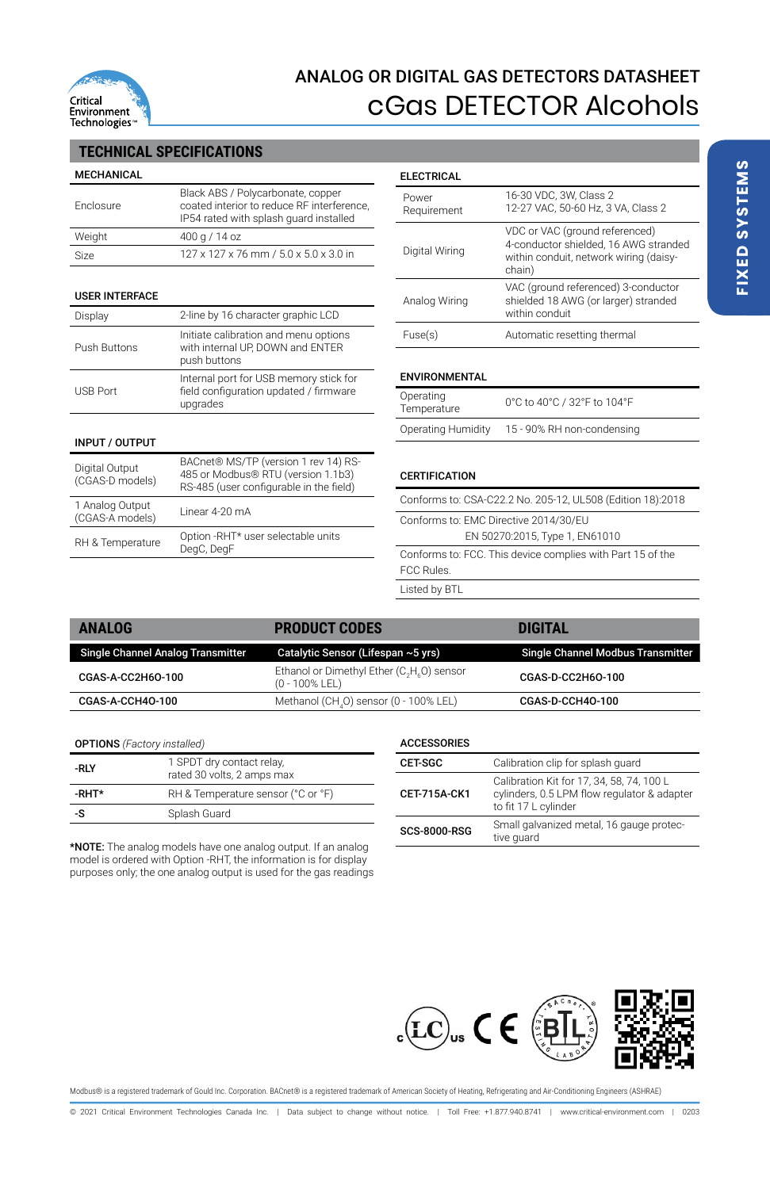# ANALOG OR DIGITAL GAS DETECTORS DATASHEET

# cGas DETECTOR Alcohols

FIXED SYSTEMS

## TECHNICAL SPECIFICATIONS

### MECHANICAL

| | |
|---|---|
| Enclosure | Black ABS / Polycarbonate, copper coated interior to reduce RF interference, IP54 rated with splash guard installed |
| Weight | 400 g / 14 oz |
| Size | 127 x 127 x 76 mm / 5.0 x 5.0 x 3.0 in |

### USER INTERFACE

| | |
|---|---|
| Display | 2-line by 16 character graphic LCD |
| Push Buttons | Initiate calibration and menu options with internal UP, DOWN and ENTER push buttons |
| USB Port | Internal port for USB memory stick for field configuration updated / firmware upgrades |

### INPUT / OUTPUT

| | |
|---|---|
| Digital Output (CGAS-D models) | BACnet® MS/TP (version 1 rev 14) RS-485 or Modbus® RTU (version 1.1b3) RS-485 (user configurable in the field) |
| 1 Analog Output (CGAS-A models) | Linear 4-20 mA |
| RH & Temperature | Option -RHT* user selectable units DegC, DegF |

### ELECTRICAL

| | |
|---|---|
| Power Requirement | 16-30 VDC, 3W, Class 2<br>12-27 VAC, 50-60 Hz, 3 VA, Class 2 |
| Digital Wiring | VDC or VAC (ground referenced) 4-conductor shielded, 16 AWG stranded within conduit, network wiring (daisy-chain) |
| Analog Wiring | VAC (ground referenced) 3-conductor shielded 18 AWG (or larger) stranded within conduit |
| Fuse(s) | Automatic resetting thermal |

### ENVIRONMENTAL

| | |
|---|---|
| Operating Temperature | 0°C to 40°C / 32°F to 104°F |
| Operating Humidity | 15 - 90% RH non-condensing |

### CERTIFICATION

| |
|---|
| Conforms to: CSA-C22.2 No. 205-12, UL508 (Edition 18):2018 |
| Conforms to: EMC Directive 2014/30/EU EN 50270:2015, Type 1, EN61010 |
| Conforms to: FCC. This device complies with Part 15 of the FCC Rules. |
| Listed by BTL |

## PRODUCT CODES

| ANALOG | PRODUCT CODES | DIGITAL |
|---|---|---|
| **Single Channel Analog Transmitter** | **Catalytic Sensor (Lifespan ~5 yrs)** | **Single Channel Modbus Transmitter** |
| **CGAS-A-CC2H6O-100** | Ethanol or Dimethyl Ether ($C_2H_6O$) sensor (0 - 100% LEL) | **CGAS-D-CC2H6O-100** |
| **CGAS-A-CCH4O-100** | Methanol ($CH_4O$) sensor (0 - 100% LEL) | **CGAS-D-CCH4O-100** |

### OPTIONS *(Factory installed)*

| | |
|---|---|
| **-RLY** | 1 SPDT dry contact relay, rated 30 volts, 2 amps max |
| **-RHT*** | RH & Temperature sensor (°C or °F) |
| **-S** | Splash Guard |

***NOTE:** The analog models have one analog output. If an analog model is ordered with Option -RHT, the information is for display purposes only; the one analog output is used for the gas readings

### ACCESSORIES

| | |
|---|---|
| **CET-SGC** | Calibration clip for splash guard |
| **CET-715A-CK1** | Calibration Kit for 17, 34, 58, 74, 100 L cylinders, 0.5 LPM flow regulator & adapter to fit 17 L cylinder |
| **SCS-8000-RSG** | Small galvanized metal, 16 gauge protective guard |

Modbus® is a registered trademark of Gould Inc. Corporation. BACnet® is a registered trademark of American Society of Heating, Refrigerating and Air-Conditioning Engineers (ASHRAE)

© 2021 Critical Environment Technologies Canada Inc. | Data subject to change without notice. | Toll Free: +1.877.940.8741 | www.critical-environment.com | 0203